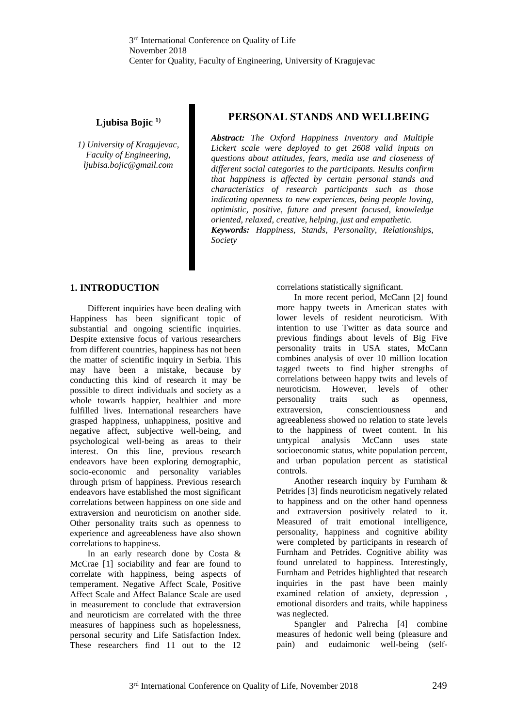# PERSONAL STANDS AND WELLBEING

**Ljubisa Bojic** [1)]

*1) University of Kragujevac, Faculty of Engineering, ljubisa.bojic@gmail.com*

***Abstract:*** *The Oxford Happiness Inventory and Multiple Lickert scale were deployed to get 2608 valid inputs on questions about attitudes, fears, media use and closeness of different social categories to the participants. Results confirm that happiness is affected by certain personal stands and characteristics of research participants such as those indicating openness to new experiences, being people loving, optimistic, positive, future and present focused, knowledge oriented, relaxed, creative, helping, just and empathetic.*

***Keywords:*** *Happiness, Stands, Personality, Relationships, Society*

## 1. INTRODUCTION

Different inquiries have been dealing with Happiness has been significant topic of substantial and ongoing scientific inquiries. Despite extensive focus of various researchers from different countries, happiness has not been the matter of scientific inquiry in Serbia. This may have been a mistake, because by conducting this kind of research it may be possible to direct individuals and society as a whole towards happier, healthier and more fulfilled lives. International researchers have grasped happiness, unhappiness, positive and negative affect, subjective well-being, and psychological well-being as areas to their interest. On this line, previous research endeavors have been exploring demographic, socio-economic and personality variables through prism of happiness. Previous research endeavors have established the most significant correlations between happiness on one side and extraversion and neuroticism on another side. Other personality traits such as openness to experience and agreeableness have also shown correlations to happiness.

In an early research done by Costa & McCrae [1] sociability and fear are found to correlate with happiness, being aspects of temperament. Negative Affect Scale, Positive Affect Scale and Affect Balance Scale are used in measurement to conclude that extraversion and neuroticism are correlated with the three measures of happiness such as hopelessness, personal security and Life Satisfaction Index. These researchers find 11 out to the 12 correlations statistically significant.

In more recent period, McCann [2] found more happy tweets in American states with lower levels of resident neuroticism. With intention to use Twitter as data source and previous findings about levels of Big Five personality traits in USA states, McCann combines analysis of over 10 million location tagged tweets to find higher strengths of correlations between happy twits and levels of neuroticism. However, levels of other personality traits such as openness, extraversion, conscientiousness and agreeableness showed no relation to state levels to the happiness of tweet content. In his untypical analysis McCann uses state socioeconomic status, white population percent, and urban population percent as statistical controls.

Another research inquiry by Furnham & Petrides [3] finds neuroticism negatively related to happiness and on the other hand openness and extraversion positively related to it. Measured of trait emotional intelligence, personality, happiness and cognitive ability were completed by participants in research of Furnham and Petrides. Cognitive ability was found unrelated to happiness. Interestingly, Furnham and Petrides highlighted that research inquiries in the past have been mainly examined relation of anxiety, depression , emotional disorders and traits, while happiness was neglected.

Spangler and Palrecha [4] combine measures of hedonic well being (pleasure and pain) and eudaimonic well-being (self-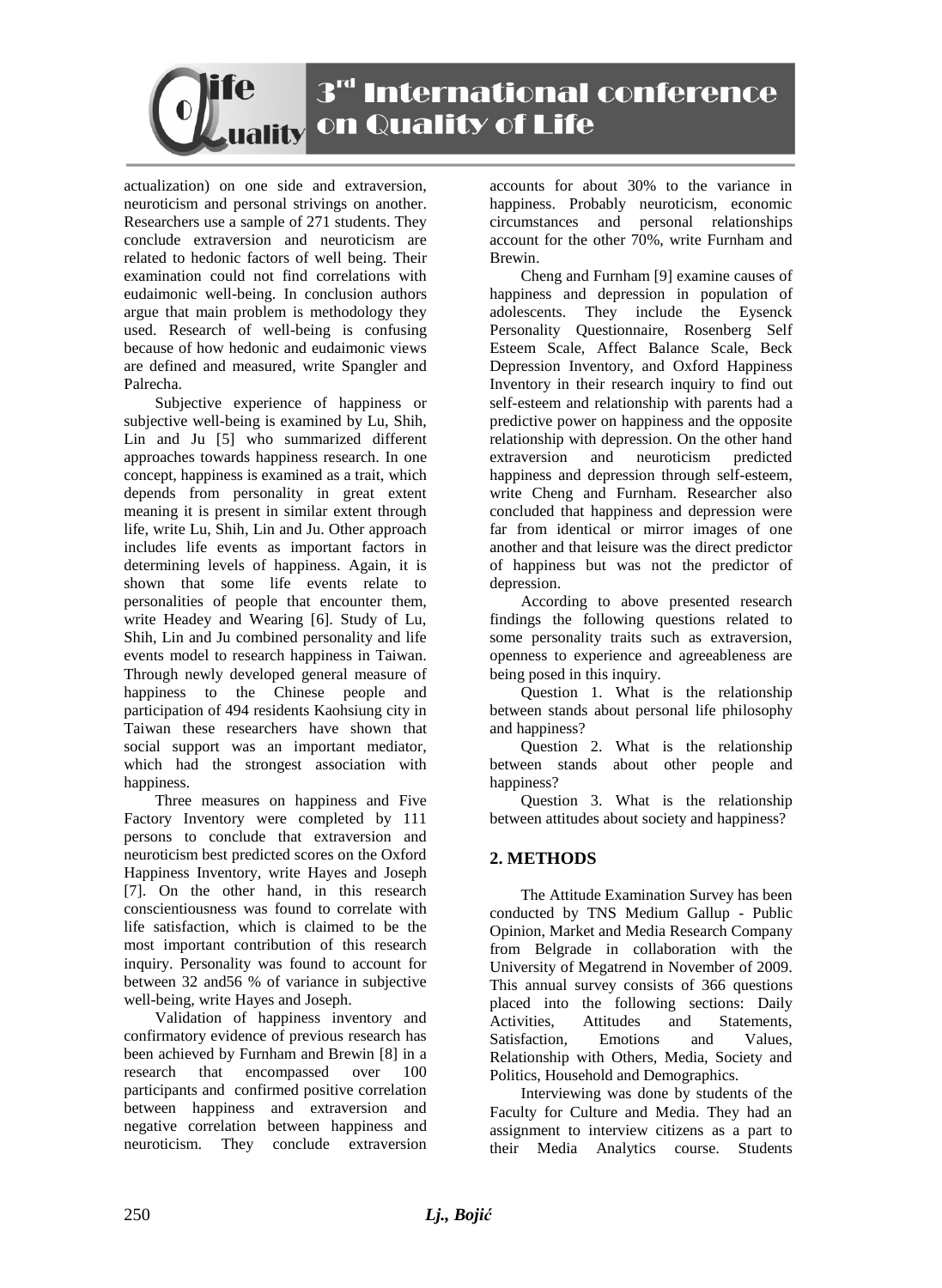actualization) on one side and extraversion, neuroticism and personal strivings on another. Researchers use a sample of 271 students. They conclude extraversion and neuroticism are related to hedonic factors of well being. Their examination could not find correlations with eudaimonic well-being. In conclusion authors argue that main problem is methodology they used. Research of well-being is confusing because of how hedonic and eudaimonic views are defined and measured, write Spangler and Palrecha.

Subjective experience of happiness or subjective well-being is examined by Lu, Shih, Lin and Ju [5] who summarized different approaches towards happiness research. In one concept, happiness is examined as a trait, which depends from personality in great extent meaning it is present in similar extent through life, write Lu, Shih, Lin and Ju. Other approach includes life events as important factors in determining levels of happiness. Again, it is shown that some life events relate to personalities of people that encounter them, write Headey and Wearing [6]. Study of Lu, Shih, Lin and Ju combined personality and life events model to research happiness in Taiwan. Through newly developed general measure of happiness to the Chinese people and participation of 494 residents Kaohsiung city in Taiwan these researchers have shown that social support was an important mediator, which had the strongest association with happiness.

Three measures on happiness and Five Factory Inventory were completed by 111 persons to conclude that extraversion and neuroticism best predicted scores on the Oxford Happiness Inventory, write Hayes and Joseph [7]. On the other hand, in this research conscientiousness was found to correlate with life satisfaction, which is claimed to be the most important contribution of this research inquiry. Personality was found to account for between 32 and56 % of variance in subjective well-being, write Hayes and Joseph.

Validation of happiness inventory and confirmatory evidence of previous research has been achieved by Furnham and Brewin [8] in a research that encompassed over 100 participants and confirmed positive correlation between happiness and extraversion and negative correlation between happiness and neuroticism. They conclude extraversion accounts for about 30% to the variance in happiness. Probably neuroticism, economic circumstances and personal relationships account for the other 70%, write Furnham and Brewin.

Cheng and Furnham [9] examine causes of happiness and depression in population of adolescents. They include the Eysenck Personality Questionnaire, Rosenberg Self Esteem Scale, Affect Balance Scale, Beck Depression Inventory, and Oxford Happiness Inventory in their research inquiry to find out self-esteem and relationship with parents had a predictive power on happiness and the opposite relationship with depression. On the other hand extraversion and neuroticism predicted happiness and depression through self-esteem, write Cheng and Furnham. Researcher also concluded that happiness and depression were far from identical or mirror images of one another and that leisure was the direct predictor of happiness but was not the predictor of depression.

According to above presented research findings the following questions related to some personality traits such as extraversion, openness to experience and agreeableness are being posed in this inquiry.

Question 1. What is the relationship between stands about personal life philosophy and happiness?

Question 2. What is the relationship between stands about other people and happiness?

Question 3. What is the relationship between attitudes about society and happiness?

## 2. METHODS

The Attitude Examination Survey has been conducted by TNS Medium Gallup - Public Opinion, Market and Media Research Company from Belgrade in collaboration with the University of Megatrend in November of 2009. This annual survey consists of 366 questions placed into the following sections: Daily Activities, Attitudes and Statements, Satisfaction, Emotions and Values, Relationship with Others, Media, Society and Politics, Household and Demographics.

Interviewing was done by students of the Faculty for Culture and Media. They had an assignment to interview citizens as a part to their Media Analytics course. Students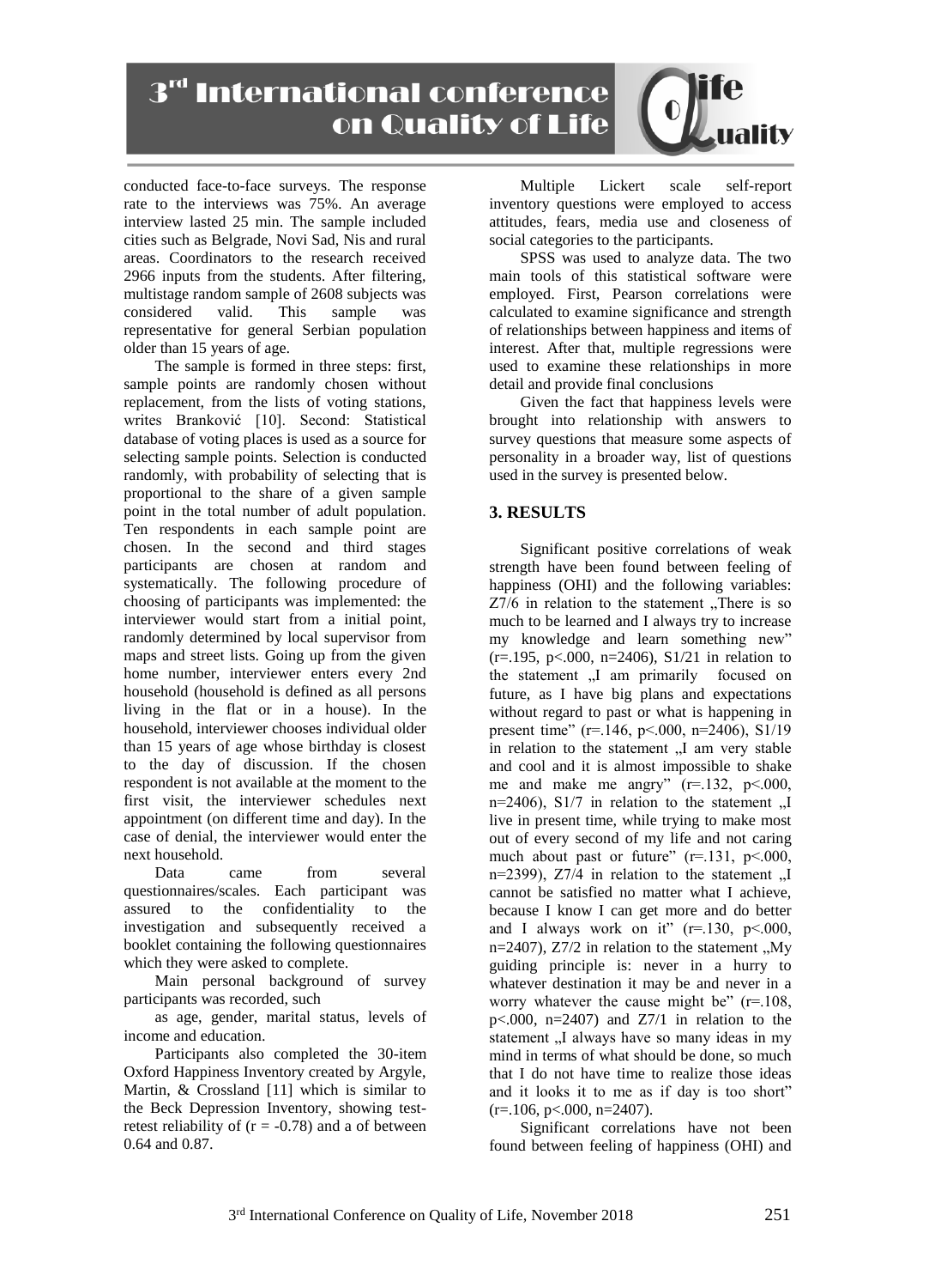conducted face-to-face surveys. The response rate to the interviews was 75%. An average interview lasted 25 min. The sample included cities such as Belgrade, Novi Sad, Nis and rural areas. Coordinators to the research received 2966 inputs from the students. After filtering, multistage random sample of 2608 subjects was considered valid. This sample was representative for general Serbian population older than 15 years of age.

The sample is formed in three steps: first, sample points are randomly chosen without replacement, from the lists of voting stations, writes Branković [10]. Second: Statistical database of voting places is used as a source for selecting sample points. Selection is conducted randomly, with probability of selecting that is proportional to the share of a given sample point in the total number of adult population. Ten respondents in each sample point are chosen. In the second and third stages participants are chosen at random and systematically. The following procedure of choosing of participants was implemented: the interviewer would start from a initial point, randomly determined by local supervisor from maps and street lists. Going up from the given home number, interviewer enters every 2nd household (household is defined as all persons living in the flat or in a house). In the household, interviewer chooses individual older than 15 years of age whose birthday is closest to the day of discussion. If the chosen respondent is not available at the moment to the first visit, the interviewer schedules next appointment (on different time and day). In the case of denial, the interviewer would enter the next household.

Data came from several questionnaires/scales. Each participant was assured to the confidentiality to the investigation and subsequently received a booklet containing the following questionnaires which they were asked to complete.

Main personal background of survey participants was recorded, such

as age, gender, marital status, levels of income and education.

Participants also completed the 30-item Oxford Happiness Inventory created by Argyle, Martin, & Crossland [11] which is similar to the Beck Depression Inventory, showing test-retest reliability of ($r = -0.78$) and a of between 0.64 and 0.87.

Multiple Lickert scale self-report inventory questions were employed to access attitudes, fears, media use and closeness of social categories to the participants.

SPSS was used to analyze data. The two main tools of this statistical software were employed. First, Pearson correlations were calculated to examine significance and strength of relationships between happiness and items of interest. After that, multiple regressions were used to examine these relationships in more detail and provide final conclusions

Given the fact that happiness levels were brought into relationship with answers to survey questions that measure some aspects of personality in a broader way, list of questions used in the survey is presented below.

## 3. RESULTS

Significant positive correlations of weak strength have been found between feeling of happiness (OHI) and the following variables: Z7/6 in relation to the statement „There is so much to be learned and I always try to increase my knowledge and learn something new" ($r=.195$, $p<.000$, $n=2406$), S1/21 in relation to the statement „I am primarily focused on future, as I have big plans and expectations without regard to past or what is happening in present time" ($r=.146$, $p<.000$, $n=2406$), S1/19 in relation to the statement „I am very stable and cool and it is almost impossible to shake me and make me angry" ($r=.132$, $p<.000$, $n=2406$), S1/7 in relation to the statement „I live in present time, while trying to make most out of every second of my life and not caring much about past or future" ($r=.131$, $p<.000$, $n=2399$), Z7/4 in relation to the statement „I cannot be satisfied no matter what I achieve, because I know I can get more and do better and I always work on it" ($r=.130$, $p<.000$, $n=2407$), Z7/2 in relation to the statement „My guiding principle is: never in a hurry to whatever destination it may be and never in a worry whatever the cause might be" ($r=.108$, $p<.000$, $n=2407$) and Z7/1 in relation to the statement „I always have so many ideas in my mind in terms of what should be done, so much that I do not have time to realize those ideas and it looks it to me as if day is too short" ($r=.106$, $p<.000$, $n=2407$).

Significant correlations have not been found between feeling of happiness (OHI) and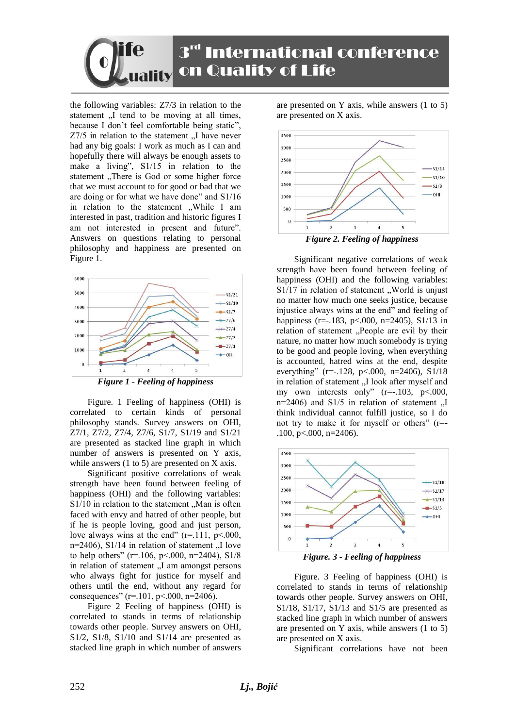the following variables: Z7/3 in relation to the statement „I tend to be moving at all times, because I don't feel comfortable being static", Z7/5 in relation to the statement „I have never had any big goals: I work as much as I can and hopefully there will always be enough assets to make a living", S1/15 in relation to the statement „There is God or some higher force that we must account to for good or bad that we are doing or for what we have done" and S1/16 in relation to the statement „While I am interested in past, tradition and historic figures I am not interested in present and future". Answers on questions relating to personal philosophy and happiness are presented on Figure 1.

***Figure 1 - Feeling of happiness***

Figure. 1 Feeling of happiness (OHI) is correlated to certain kinds of personal philosophy stands. Survey answers on OHI, Z7/1, Z7/2, Z7/4, Z7/6, S1/7, S1/19 and S1/21 are presented as stacked line graph in which number of answers is presented on Y axis, while answers (1 to 5) are presented on X axis.

Significant positive correlations of weak strength have been found between feeling of happiness (OHI) and the following variables: S1/10 in relation to the statement „Man is often faced with envy and hatred of other people, but if he is people loving, good and just person, love always wins at the end" ($r=.111$, $p<.000$, $n=2406$), S1/14 in relation of statement „I love to help others" ($r=.106$, $p<.000$, $n=2404$), S1/8 in relation of statement „I am amongst persons who always fight for justice for myself and others until the end, without any regard for consequences" ($r=.101$, $p<.000$, $n=2406$).

Figure 2 Feeling of happiness (OHI) is correlated to stands in terms of relationship towards other people. Survey answers on OHI, S1/2, S1/8, S1/10 and S1/14 are presented as stacked line graph in which number of answers are presented on Y axis, while answers (1 to 5) are presented on X axis.

***Figure 2. Feeling of happiness***

Significant negative correlations of weak strength have been found between feeling of happiness (OHI) and the following variables: S1/17 in relation of statement „World is unjust no matter how much one seeks justice, because injustice always wins at the end" and feeling of happiness ($r=-.183$, $p<.000$, $n=2405$), S1/13 in relation of statement „People are evil by their nature, no matter how much somebody is trying to be good and people loving, when everything is accounted, hatred wins at the end, despite everything" ($r=-.128$, $p<.000$, $n=2406$), S1/18 in relation of statement „I look after myself and my own interests only" ($r=-.103$, $p<.000$, $n=2406$) and S1/5 in relation of statement „I think individual cannot fulfill justice, so I do not try to make it for myself or others" ($r=-.100$, $p<.000$, $n=2406$).

***Figure. 3 - Feeling of happiness***

Figure. 3 Feeling of happiness (OHI) is correlated to stands in terms of relationship towards other people. Survey answers on OHI, S1/18, S1/17, S1/13 and S1/5 are presented as stacked line graph in which number of answers are presented on Y axis, while answers (1 to 5) are presented on X axis.

Significant correlations have not been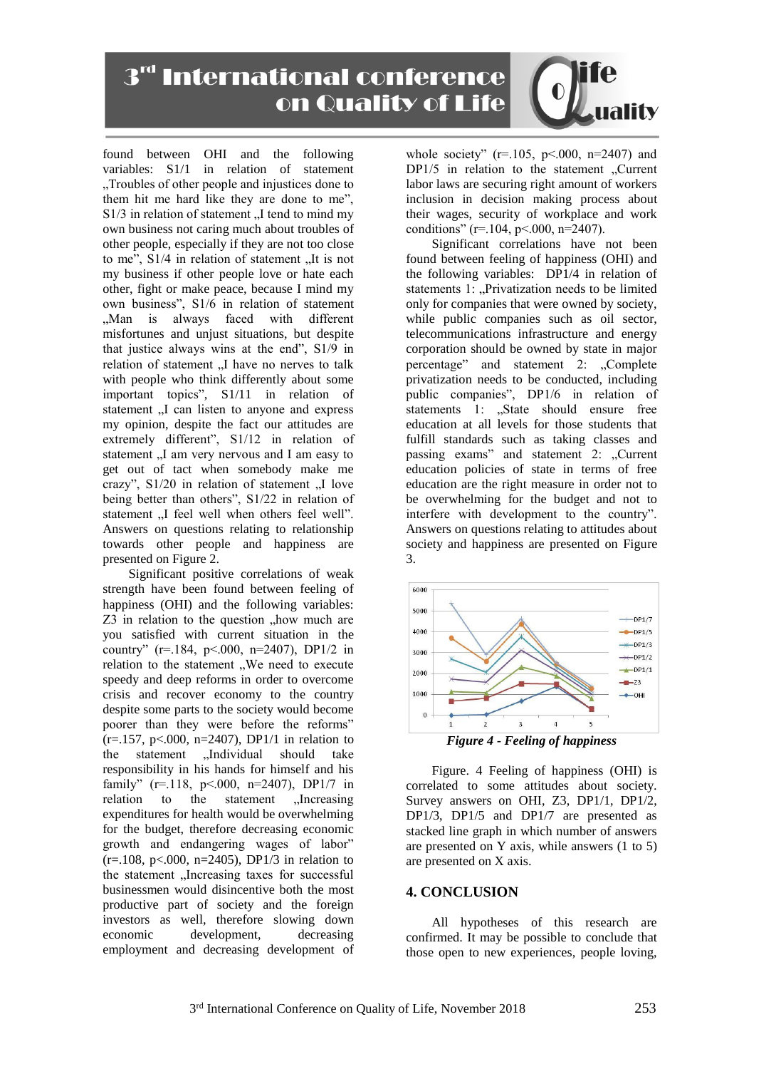found between OHI and the following variables: S1/1 in relation of statement „Troubles of other people and injustices done to them hit me hard like they are done to me", S1/3 in relation of statement „I tend to mind my own business not caring much about troubles of other people, especially if they are not too close to me", S1/4 in relation of statement „It is not my business if other people love or hate each other, fight or make peace, because I mind my own business", S1/6 in relation of statement „Man is always faced with different misfortunes and unjust situations, but despite that justice always wins at the end", S1/9 in relation of statement „I have no nerves to talk with people who think differently about some important topics", S1/11 in relation of statement „I can listen to anyone and express my opinion, despite the fact our attitudes are extremely different", S1/12 in relation of statement „I am very nervous and I am easy to get out of tact when somebody make me crazy", S1/20 in relation of statement „I love being better than others", S1/22 in relation of statement „I feel well when others feel well". Answers on questions relating to relationship towards other people and happiness are presented on Figure 2.

Significant positive correlations of weak strength have been found between feeling of happiness (OHI) and the following variables: Z3 in relation to the question „how much are you satisfied with current situation in the country" ($r=.184$, $p<.000$, $n=2407$), DP1/2 in relation to the statement „We need to execute speedy and deep reforms in order to overcome crisis and recover economy to the country despite some parts to the society would become poorer than they were before the reforms" ($r=.157$, $p<.000$, $n=2407$), DP1/1 in relation to the statement „Individual should take responsibility in his hands for himself and his family" ($r=.118$, $p<.000$, $n=2407$), DP1/7 in relation to the statement „Increasing expenditures for health would be overwhelming for the budget, therefore decreasing economic growth and endangering wages of labor" ($r=.108$, $p<.000$, $n=2405$), DP1/3 in relation to the statement „Increasing taxes for successful businessmen would disincentive both the most productive part of society and the foreign investors as well, therefore slowing down economic development, decreasing employment and decreasing development of whole society" ($r=.105$, $p<.000$, $n=2407$) and DP1/5 in relation to the statement „Current labor laws are securing right amount of workers inclusion in decision making process about their wages, security of workplace and work conditions" ($r=.104$, $p<.000$, $n=2407$).

Significant correlations have not been found between feeling of happiness (OHI) and the following variables: DP1/4 in relation of statements 1: „Privatization needs to be limited only for companies that were owned by society, while public companies such as oil sector, telecommunications infrastructure and energy corporation should be owned by state in major percentage" and statement 2: „Complete privatization needs to be conducted, including public companies", DP1/6 in relation of statements 1: „State should ensure free education at all levels for those students that fulfill standards such as taking classes and passing exams" and statement 2: „Current education policies of state in terms of free education are the right measure in order not to be overwhelming for the budget and not to interfere with development to the country". Answers on questions relating to attitudes about society and happiness are presented on Figure 3.

*Figure 4 - Feeling of happiness*

Figure. 4 Feeling of happiness (OHI) is correlated to some attitudes about society. Survey answers on OHI, Z3, DP1/1, DP1/2, DP1/3, DP1/5 and DP1/7 are presented as stacked line graph in which number of answers are presented on Y axis, while answers (1 to 5) are presented on X axis.

## 4. CONCLUSION

All hypotheses of this research are confirmed. It may be possible to conclude that those open to new experiences, people loving,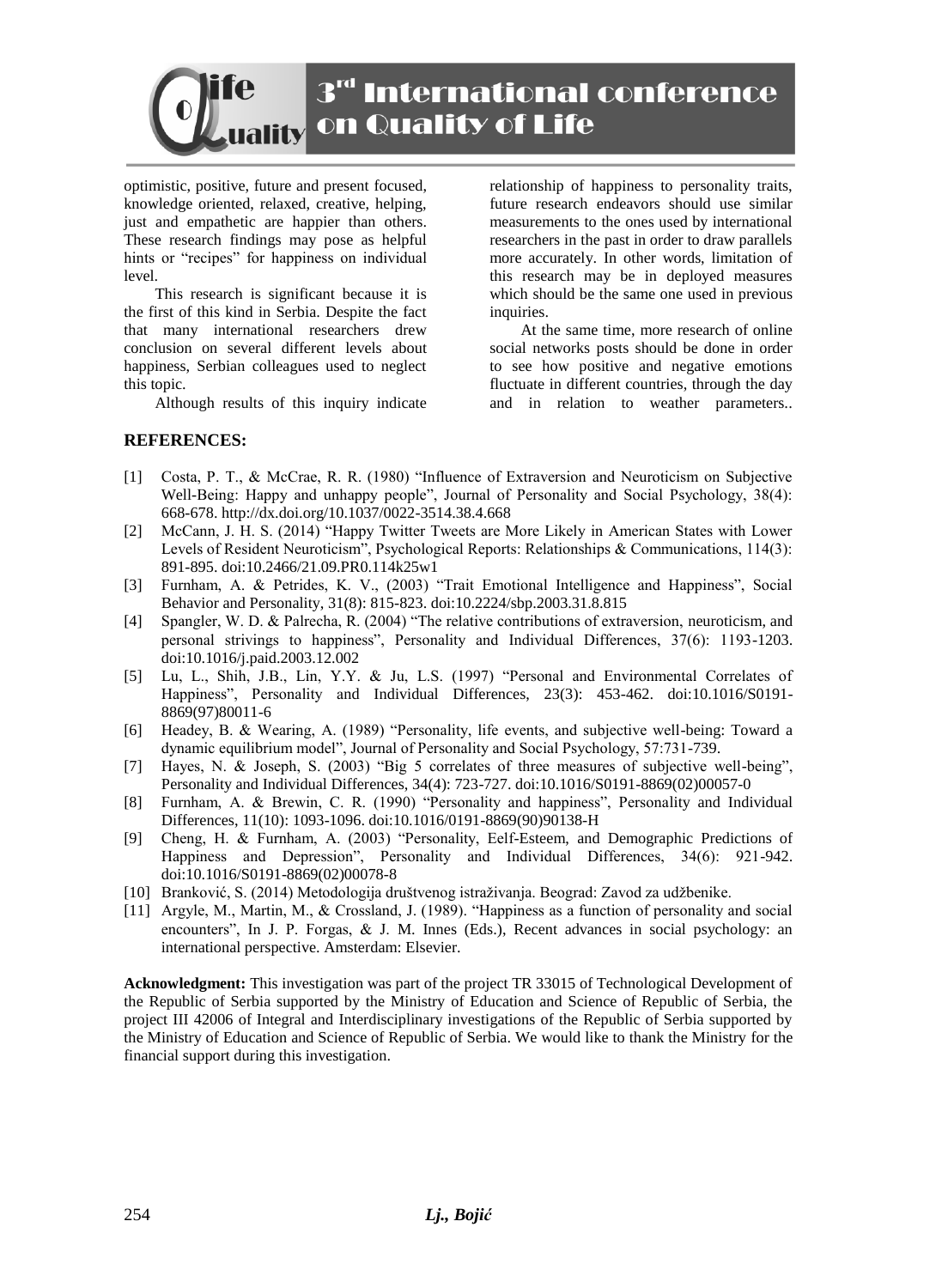optimistic, positive, future and present focused, knowledge oriented, relaxed, creative, helping, just and empathetic are happier than others. These research findings may pose as helpful hints or "recipes" for happiness on individual level.

This research is significant because it is the first of this kind in Serbia. Despite the fact that many international researchers drew conclusion on several different levels about happiness, Serbian colleagues used to neglect this topic.

Although results of this inquiry indicate relationship of happiness to personality traits, future research endeavors should use similar measurements to the ones used by international researchers in the past in order to draw parallels more accurately. In other words, limitation of this research may be in deployed measures which should be the same one used in previous inquiries.

At the same time, more research of online social networks posts should be done in order to see how positive and negative emotions fluctuate in different countries, through the day and in relation to weather parameters..

## REFERENCES:

[1] Costa, P. T., & McCrae, R. R. (1980) "Influence of Extraversion and Neuroticism on Subjective Well-Being: Happy and unhappy people", Journal of Personality and Social Psychology, 38(4): 668-678. http://dx.doi.org/10.1037/0022-3514.38.4.668

[2] McCann, J. H. S. (2014) "Happy Twitter Tweets are More Likely in American States with Lower Levels of Resident Neuroticism", Psychological Reports: Relationships & Communications, 114(3): 891-895. doi:10.2466/21.09.PR0.114k25w1

[3] Furnham, A. & Petrides, K. V., (2003) "Trait Emotional Intelligence and Happiness", Social Behavior and Personality, 31(8): 815-823. doi:10.2224/sbp.2003.31.8.815

[4] Spangler, W. D. & Palrecha, R. (2004) "The relative contributions of extraversion, neuroticism, and personal strivings to happiness", Personality and Individual Differences, 37(6): 1193-1203. doi:10.1016/j.paid.2003.12.002

[5] Lu, L., Shih, J.B., Lin, Y.Y. & Ju, L.S. (1997) "Personal and Environmental Correlates of Happiness", Personality and Individual Differences, 23(3): 453-462. doi:10.1016/S0191-8869(97)80011-6

[6] Headey, B. & Wearing, A. (1989) "Personality, life events, and subjective well-being: Toward a dynamic equilibrium model", Journal of Personality and Social Psychology, 57:731-739.

[7] Hayes, N. & Joseph, S. (2003) "Big 5 correlates of three measures of subjective well-being", Personality and Individual Differences, 34(4): 723-727. doi:10.1016/S0191-8869(02)00057-0

[8] Furnham, A. & Brewin, C. R. (1990) "Personality and happiness", Personality and Individual Differences, 11(10): 1093-1096. doi:10.1016/0191-8869(90)90138-H

[9] Cheng, H. & Furnham, A. (2003) "Personality, Eelf-Esteem, and Demographic Predictions of Happiness and Depression", Personality and Individual Differences, 34(6): 921-942. doi:10.1016/S0191-8869(02)00078-8

[10] Branković, S. (2014) Metodologija društvenog istraživanja. Beograd: Zavod za udžbenike.

[11] Argyle, M., Martin, M., & Crossland, J. (1989). "Happiness as a function of personality and social encounters", In J. P. Forgas, & J. M. Innes (Eds.), Recent advances in social psychology: an international perspective. Amsterdam: Elsevier.

**Acknowledgment:** This investigation was part of the project TR 33015 of Technological Development of the Republic of Serbia supported by the Ministry of Education and Science of Republic of Serbia, the project III 42006 of Integral and Interdisciplinary investigations of the Republic of Serbia supported by the Ministry of Education and Science of Republic of Serbia. We would like to thank the Ministry for the financial support during this investigation.